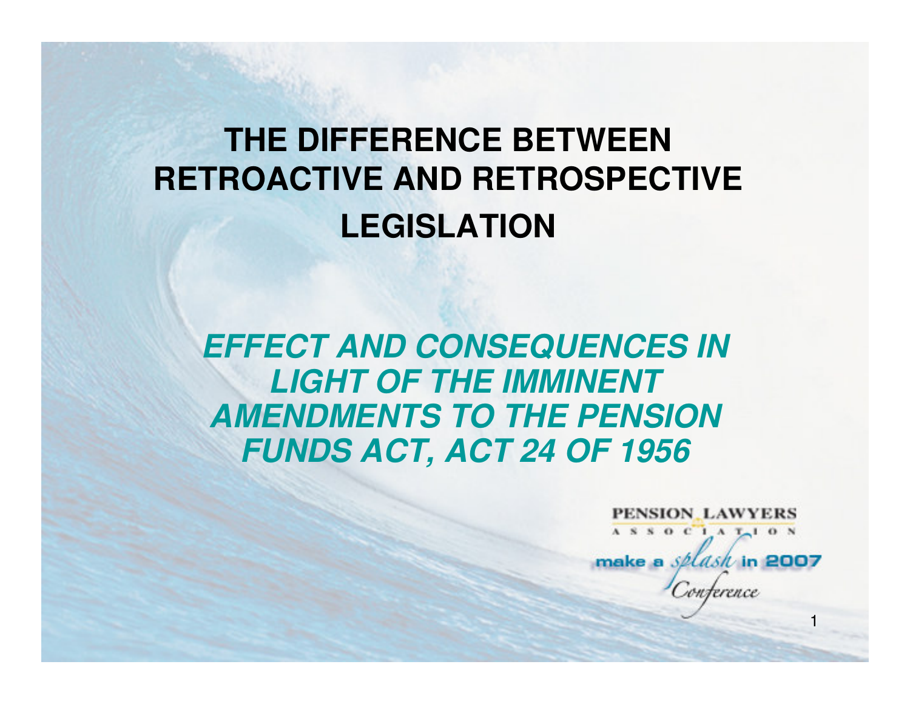# THE DIFFERENCE BETWEEN RETROACTIVE AND RETROSPECTIVE LEGISLATION

***EFFECT AND CONSEQUENCES IN LIGHT OF THE IMMINENT AMENDMENTS TO THE PENSION FUNDS ACT, ACT 24 OF 1956***

PENSION LAWYERS ASSOCIATION

make a splash in 2007 Conference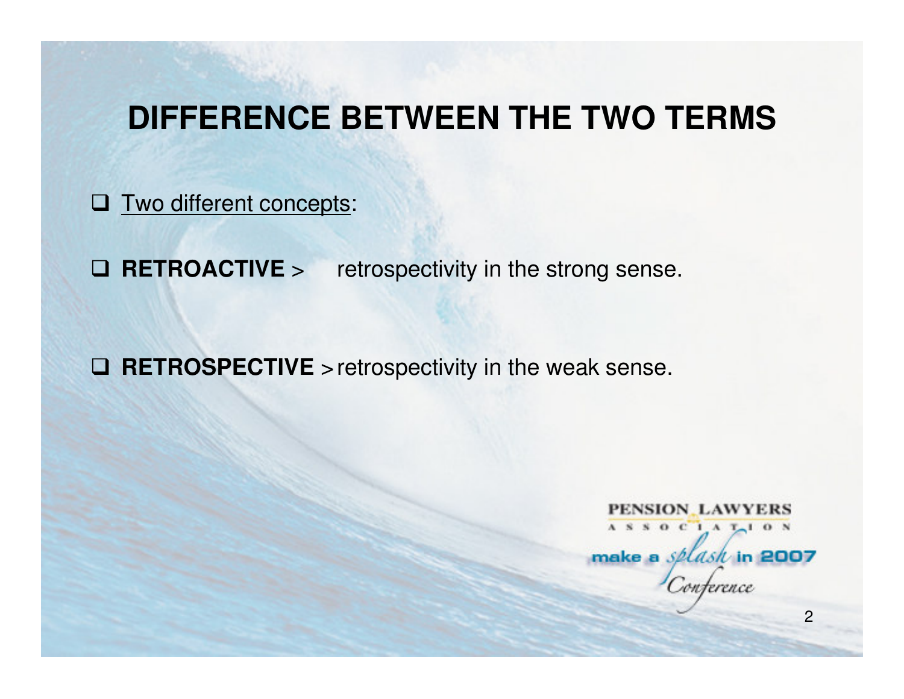# DIFFERENCE BETWEEN THE TWO TERMS

- Two different concepts:
- **RETROACTIVE** > retrospectivity in the strong sense.
- **RETROSPECTIVE** > retrospectivity in the weak sense.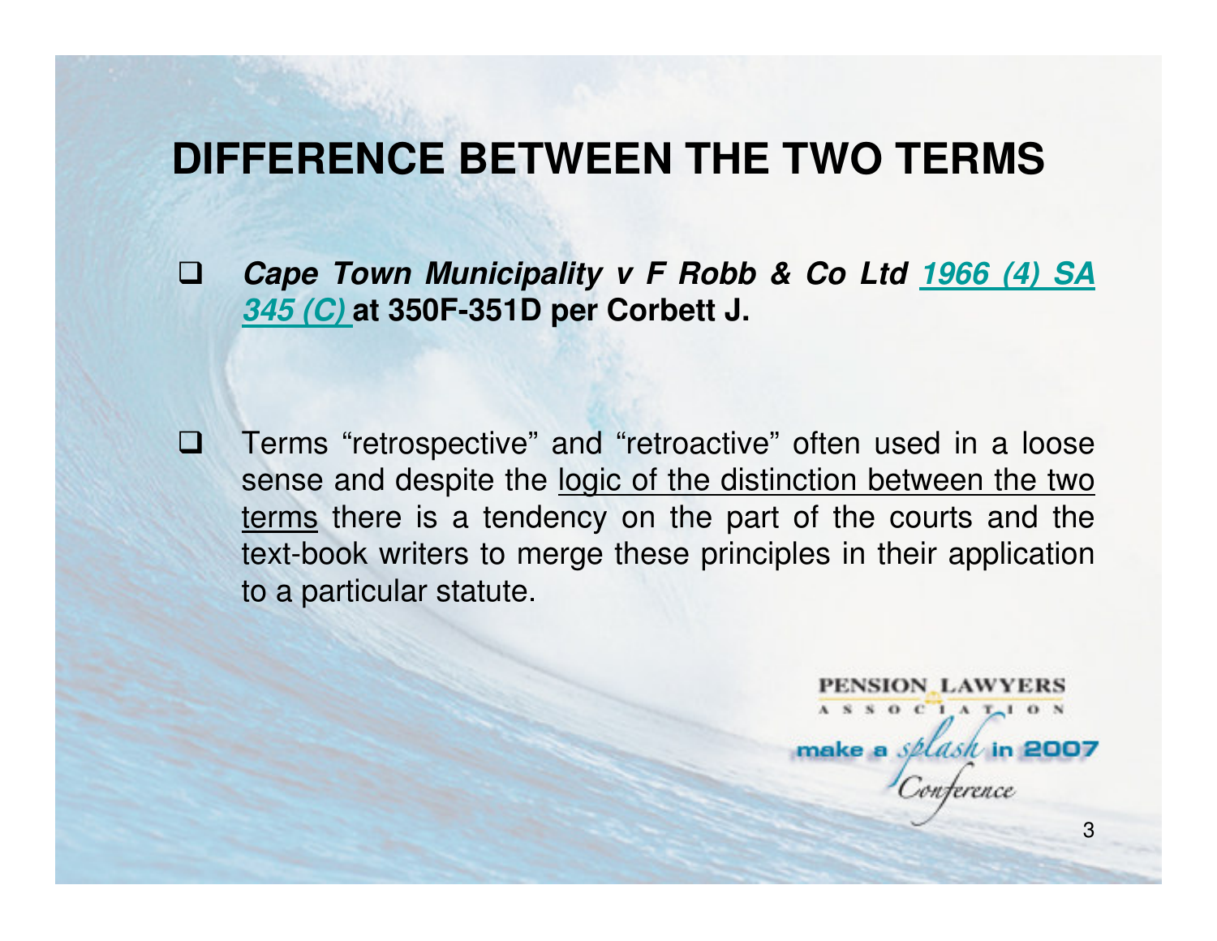## DIFFERENCE BETWEEN THE TWO TERMS

- ***Cape Town Municipality v F Robb & Co Ltd* *1966 (4) SA 345 (C)* at 350F-351D per Corbett J.**

- Terms "retrospective" and "retroactive" often used in a loose sense and despite the logic of the distinction between the two terms there is a tendency on the part of the courts and the text-book writers to merge these principles in their application to a particular statute.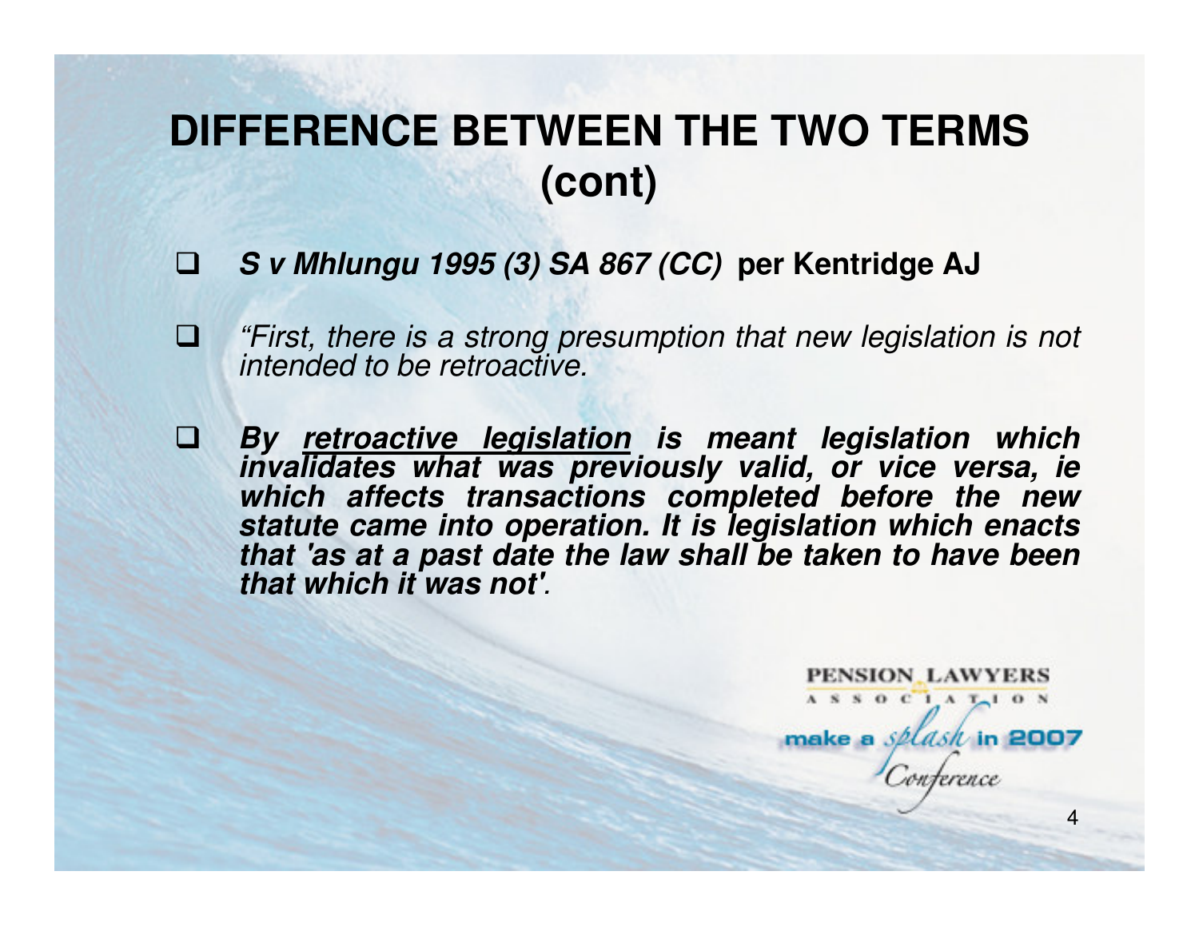# DIFFERENCE BETWEEN THE TWO TERMS (cont)

- ***S v Mhlungu 1995 (3) SA 867 (CC)* per Kentridge AJ**
- *"First, there is a strong presumption that new legislation is not intended to be retroactive.*
- ***By <u>retroactive legislation</u> is meant legislation which invalidates what was previously valid, or vice versa, ie which affects transactions completed before the new statute came into operation. It is legislation which enacts that 'as at a past date the law shall be taken to have been that which it was not'*.**

PENSION LAWYERS ASSOCIATION

make a splash in 2007 Conference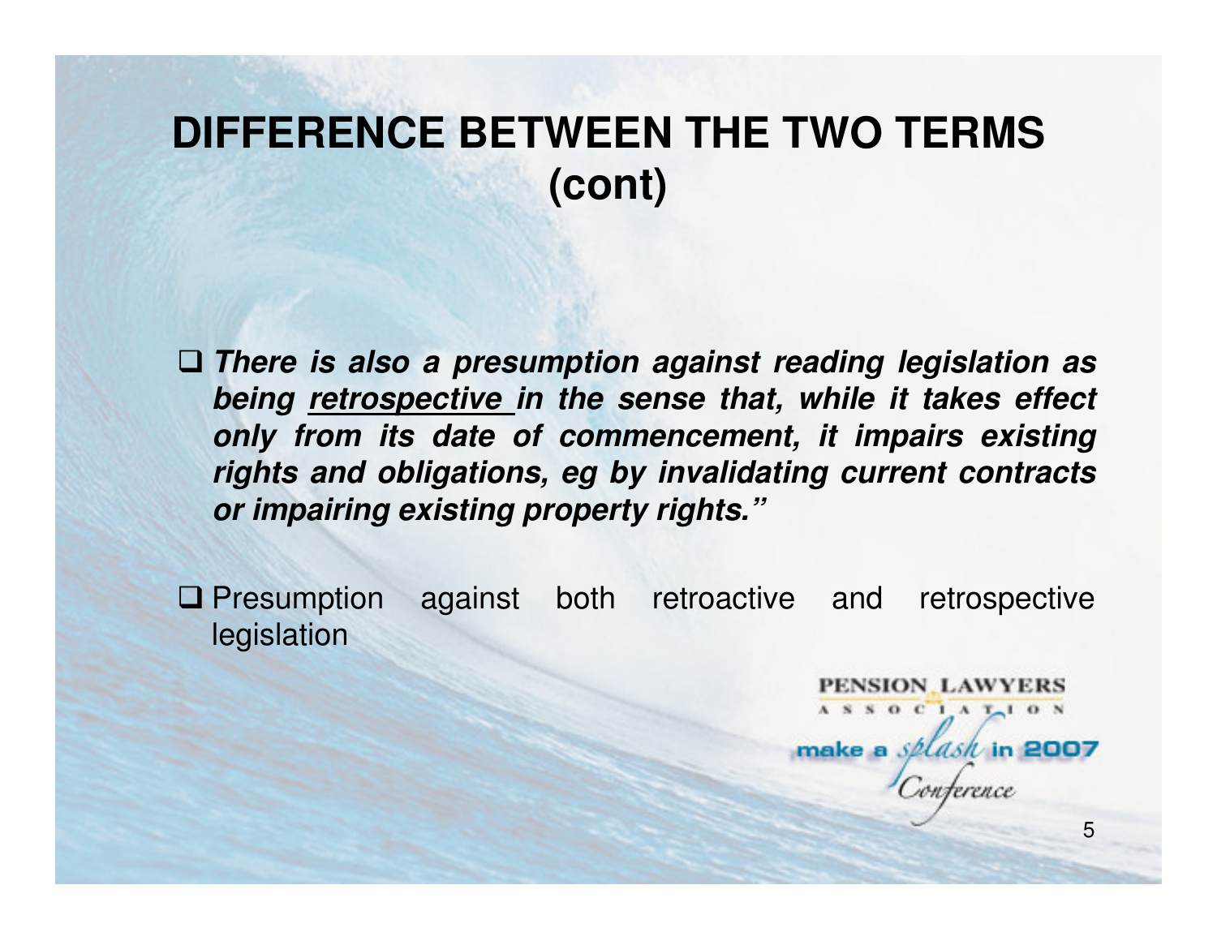# DIFFERENCE BETWEEN THE TWO TERMS (cont)

- ***There is also a presumption against reading legislation as being <u>retrospective</u> in the sense that, while it takes effect only from its date of commencement, it impairs existing rights and obligations, eg by invalidating current contracts or impairing existing property rights."***

- Presumption against both retroactive and retrospective legislation

PENSION LAWYERS ASSOCIATION

make a splash in 2007 Conference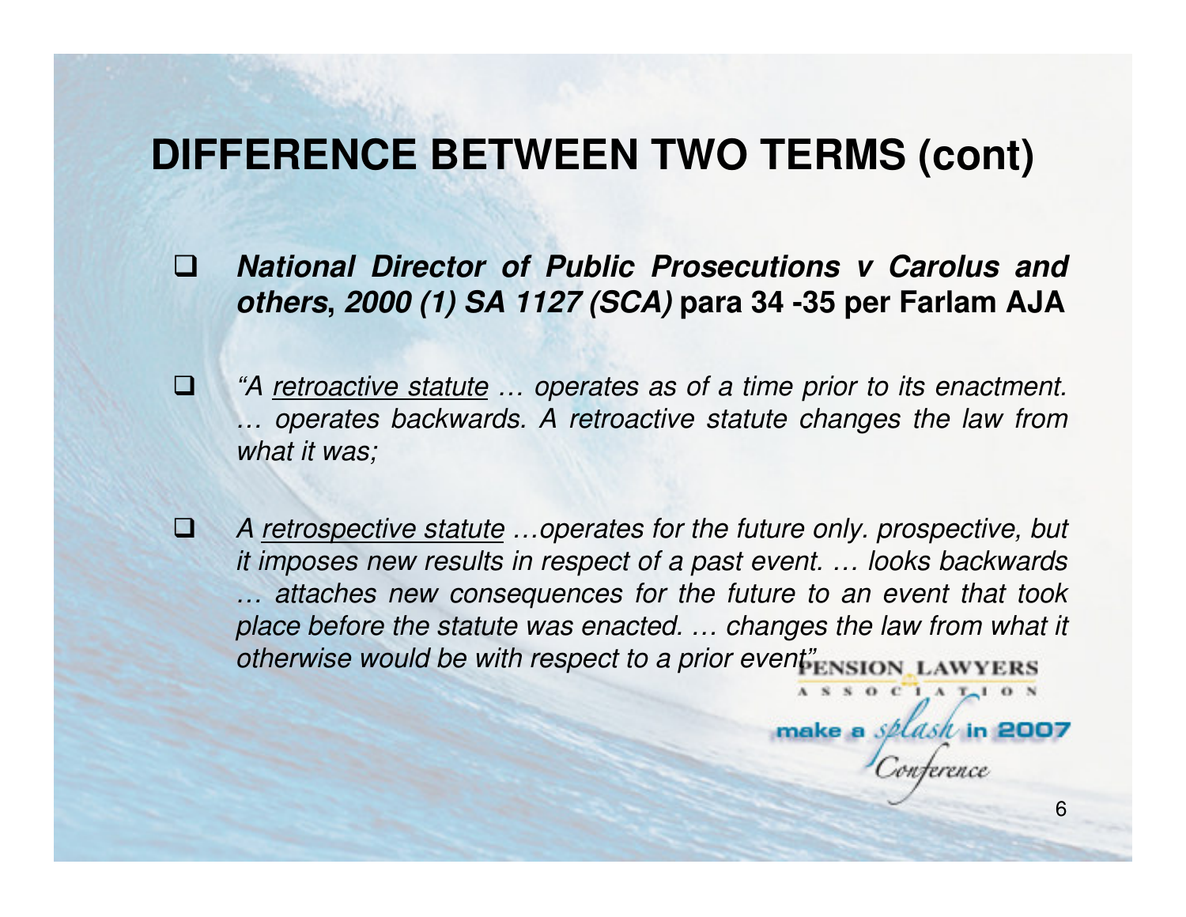# DIFFERENCE BETWEEN TWO TERMS (cont)

- ***National Director of Public Prosecutions v Carolus and others, 2000 (1) SA 1127 (SCA)*** **para 34 -35 per Farlam AJA**

- *"A <u>retroactive statute</u> … operates as of a time prior to its enactment. … operates backwards. A retroactive statute changes the law from what it was;*

- *A <u>retrospective statute</u> …operates for the future only. prospective, but it imposes new results in respect of a past event. … looks backwards … attaches new consequences for the future to an event that took place before the statute was enacted. … changes the law from what it otherwise would be with respect to a prior event"*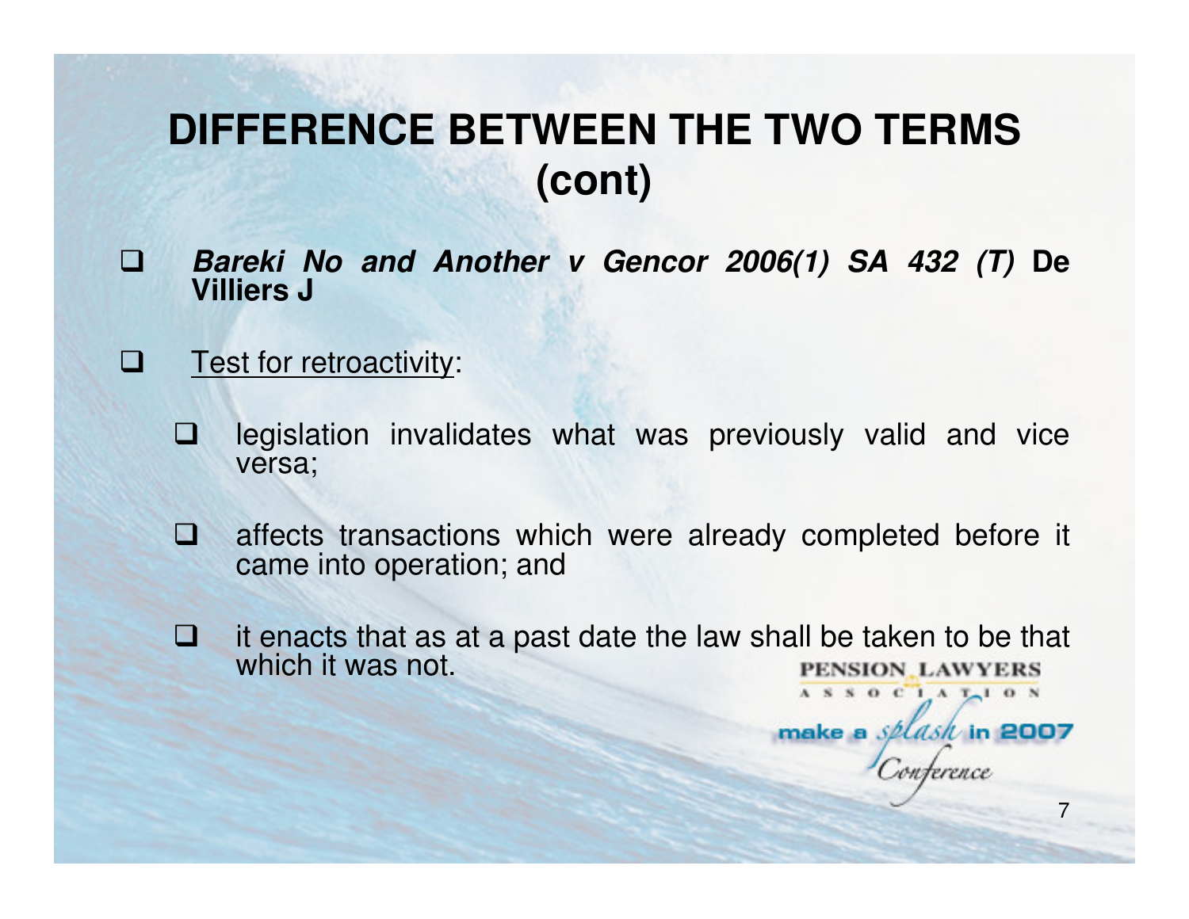# DIFFERENCE BETWEEN THE TWO TERMS (cont)

- ***Bareki No and Another v Gencor 2006(1) SA 432 (T)*** **De Villiers J**

- Test for retroactivity:

  - legislation invalidates what was previously valid and vice versa;

  - affects transactions which were already completed before it came into operation; and

  - it enacts that as at a past date the law shall be taken to be that which it was not.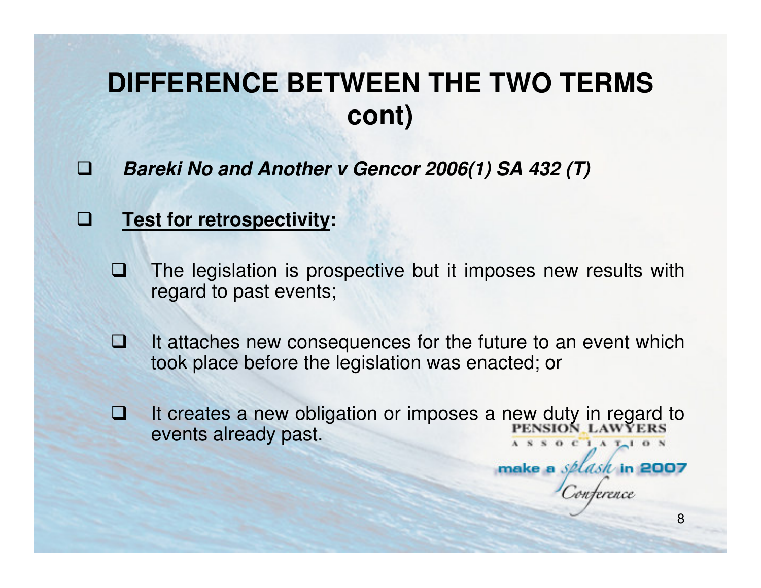# DIFFERENCE BETWEEN THE TWO TERMS cont)

- ***Bareki No and Another v Gencor 2006(1) SA 432 (T)***
- **<u>Test for retrospectivity</u>:**
  - The legislation is prospective but it imposes new results with regard to past events;
  - It attaches new consequences for the future to an event which took place before the legislation was enacted; or
  - It creates a new obligation or imposes a new duty in regard to events already past.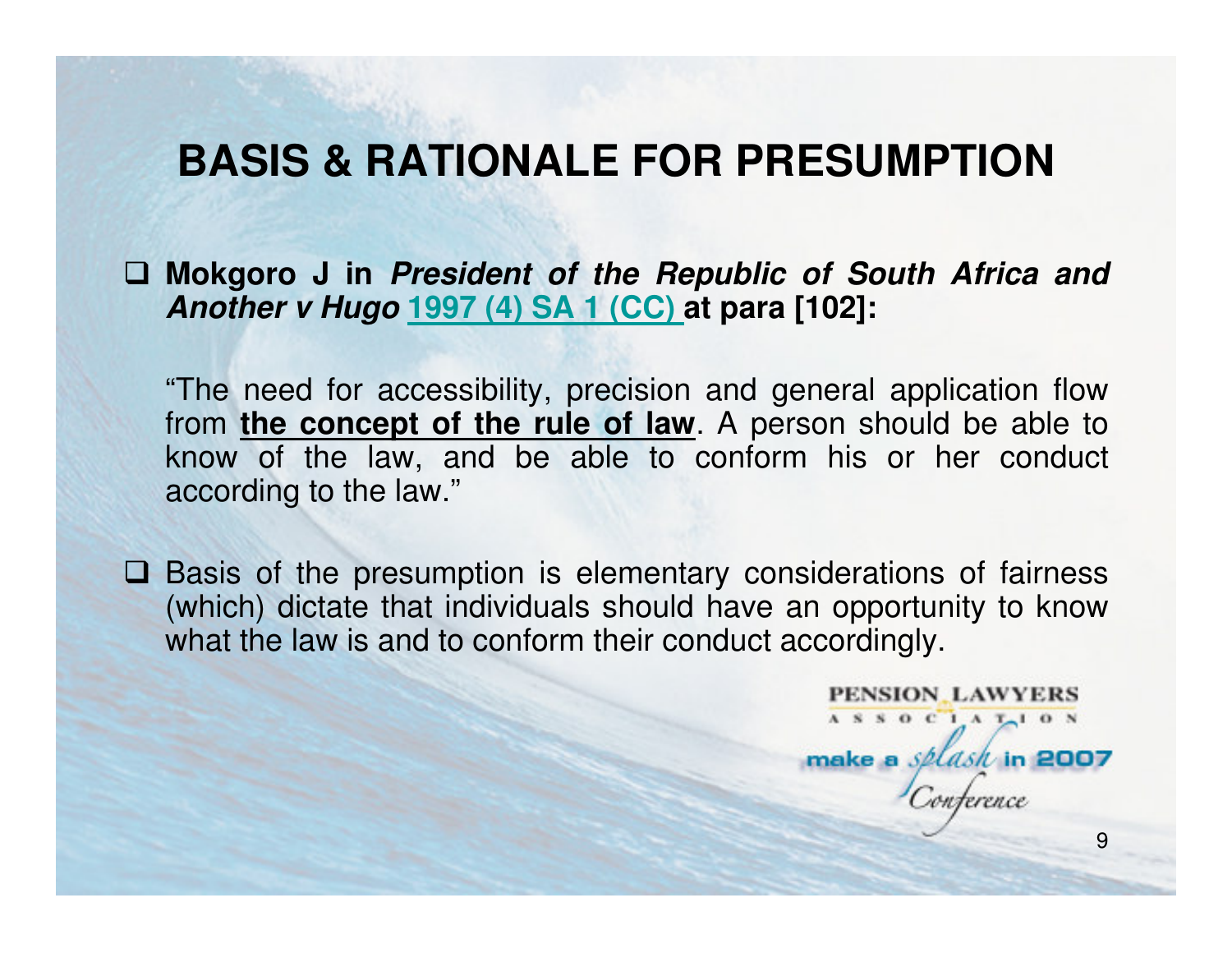# BASIS & RATIONALE FOR PRESUMPTION

- **Mokgoro J in *President of the Republic of South Africa and Another v Hugo* 1997 (4) SA 1 (CC) at para [102]:**

  "The need for accessibility, precision and general application flow from **the concept of the rule of law**. A person should be able to know of the law, and be able to conform his or her conduct according to the law."

- Basis of the presumption is elementary considerations of fairness (which) dictate that individuals should have an opportunity to know what the law is and to conform their conduct accordingly.

PENSION LAWYERS ASSOCIATION

make a splash in 2007 Conference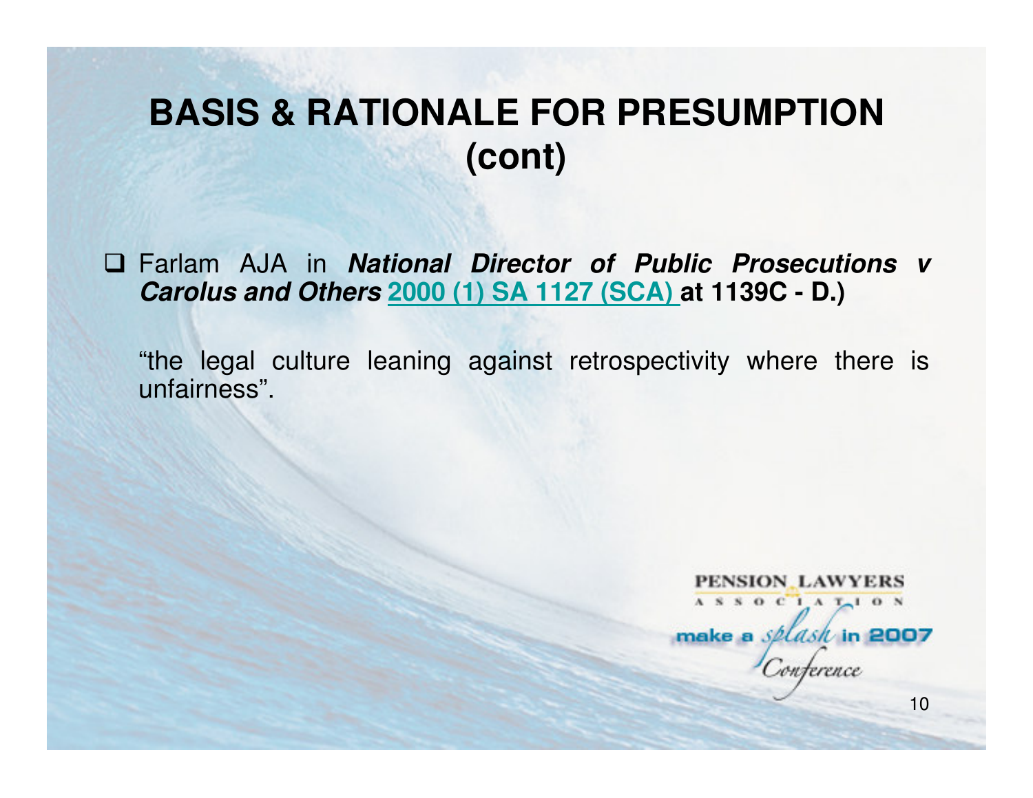# BASIS & RATIONALE FOR PRESUMPTION (cont)

- Farlam AJA in ***National Director of Public Prosecutions v Carolus and Others*** **2000 (1) SA 1127 (SCA) at 1139C - D.)**

  "the legal culture leaning against retrospectivity where there is unfairness".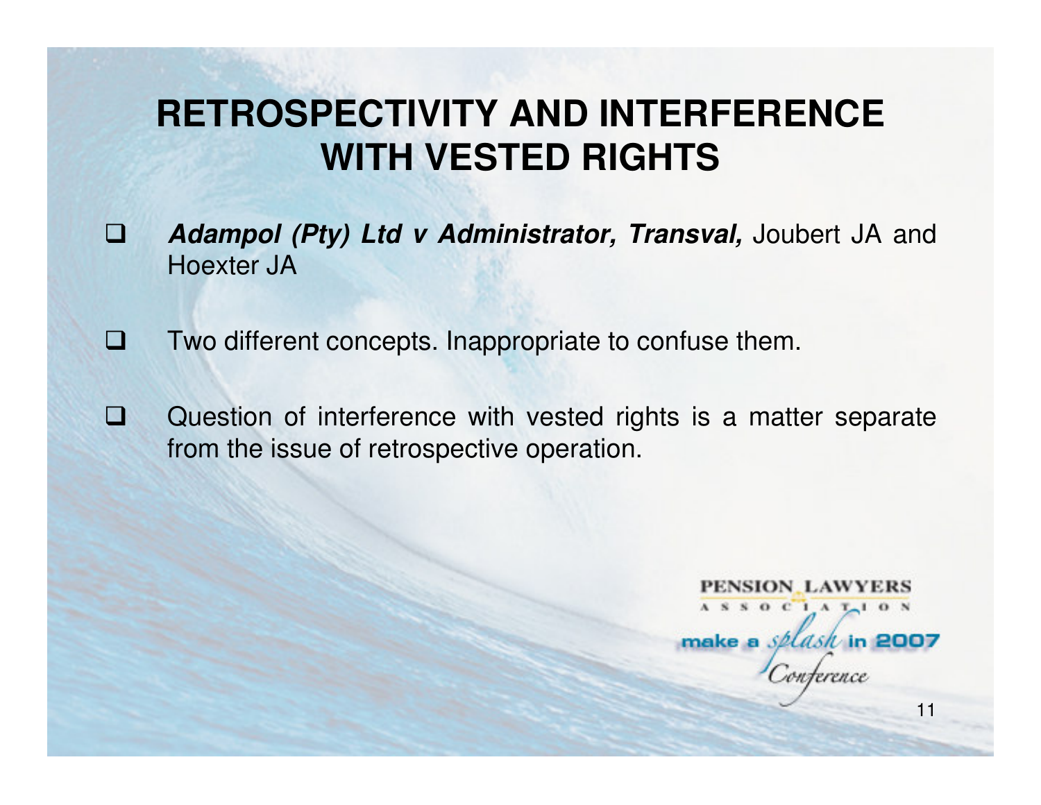# RETROSPECTIVITY AND INTERFERENCE WITH VESTED RIGHTS

- ***Adampol (Pty) Ltd v Administrator, Transval,*** Joubert JA and Hoexter JA

- Two different concepts. Inappropriate to confuse them.

- Question of interference with vested rights is a matter separate from the issue of retrospective operation.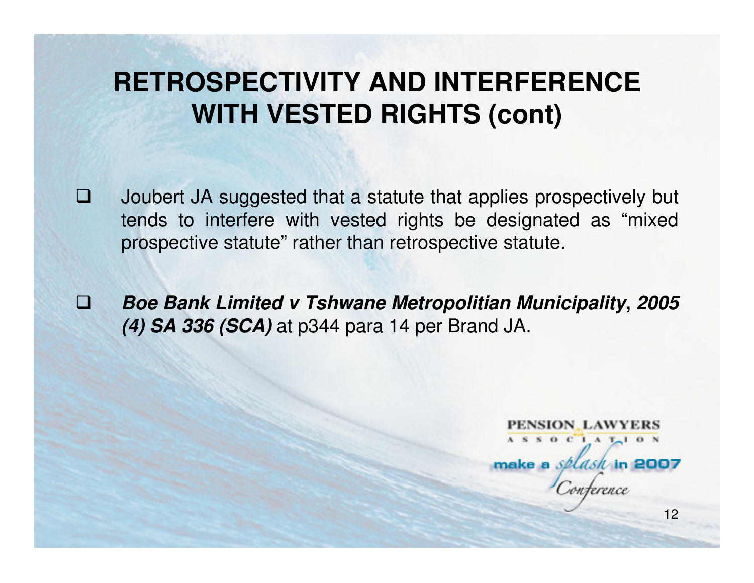# RETROSPECTIVITY AND INTERFERENCE WITH VESTED RIGHTS (cont)

- Joubert JA suggested that a statute that applies prospectively but tends to interfere with vested rights be designated as "mixed prospective statute" rather than retrospective statute.

- ***Boe Bank Limited v Tshwane Metropolitian Municipality*, *2005 (4) SA 336 (SCA)*** at p344 para 14 per Brand JA.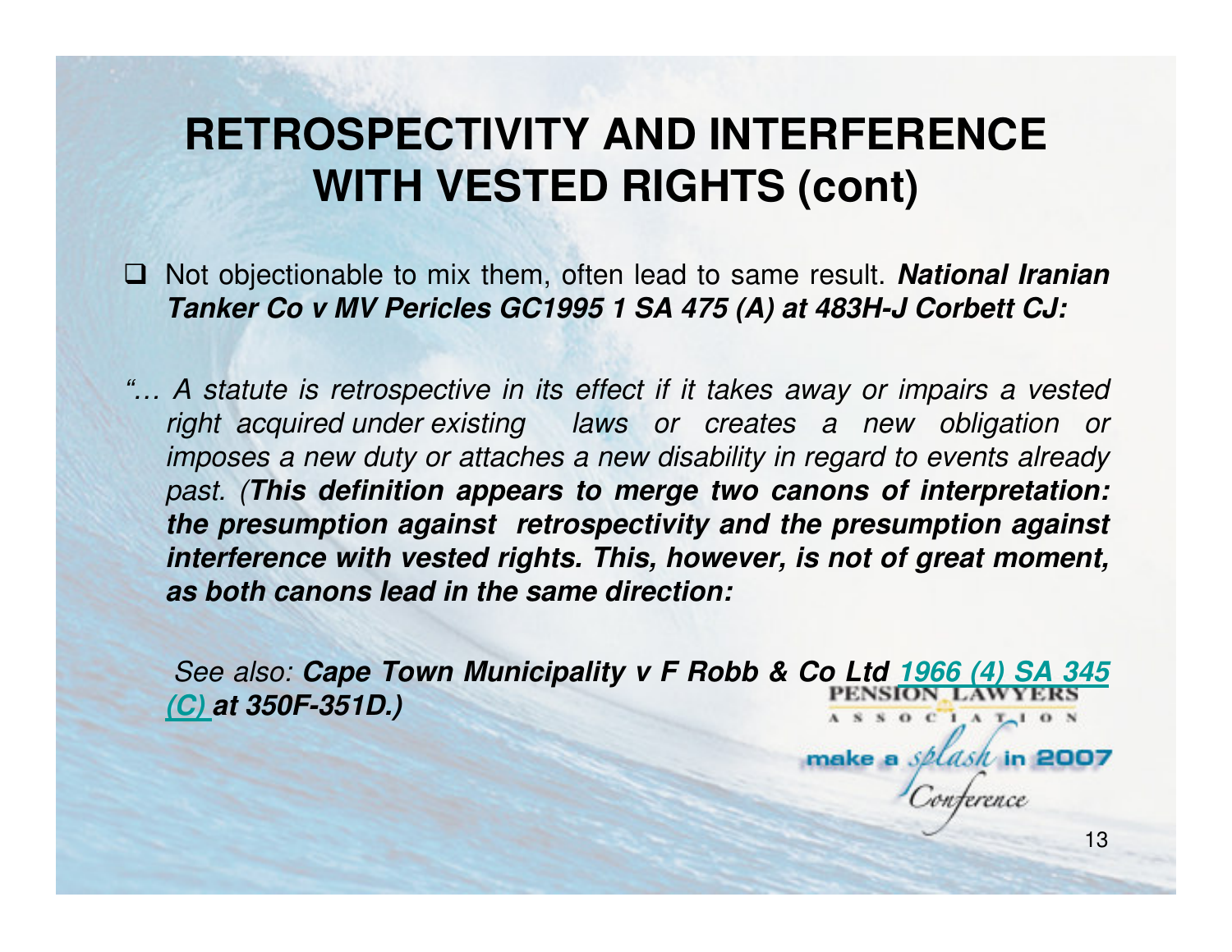# RETROSPECTIVITY AND INTERFERENCE WITH VESTED RIGHTS (cont)

- Not objectionable to mix them, often lead to same result. ***National Iranian Tanker Co v MV Pericles GC1995 1 SA 475 (A) at 483H-J Corbett CJ:***

*"… A statute is retrospective in its effect if it takes away or impairs a vested right acquired under existing laws or creates a new obligation or imposes a new duty or attaches a new disability in regard to events already past. (**This definition appears to merge two canons of interpretation: the presumption against retrospectivity and the presumption against interference with vested rights. This, however, is not of great moment, as both canons lead in the same direction:***

*See also:* ***Cape Town Municipality v F Robb & Co Ltd 1966 (4) SA 345 (C) at 350F-351D.)***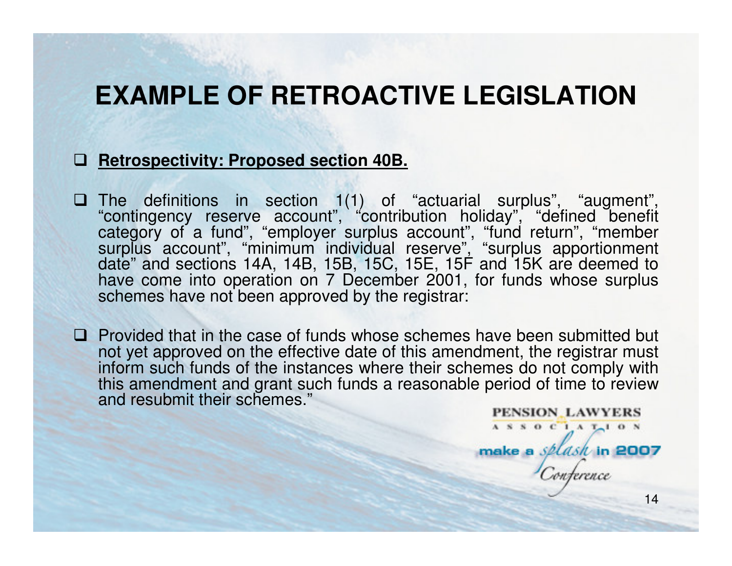# EXAMPLE OF RETROACTIVE LEGISLATION

- **Retrospectivity: Proposed section 40B.**

- The definitions in section 1(1) of "actuarial surplus", "augment", "contingency reserve account", "contribution holiday", "defined benefit category of a fund", "employer surplus account", "fund return", "member surplus account", "minimum individual reserve", "surplus apportionment date" and sections 14A, 14B, 15B, 15C, 15E, 15F and 15K are deemed to have come into operation on 7 December 2001, for funds whose surplus schemes have not been approved by the registrar:

- Provided that in the case of funds whose schemes have been submitted but not yet approved on the effective date of this amendment, the registrar must inform such funds of the instances where their schemes do not comply with this amendment and grant such funds a reasonable period of time to review and resubmit their schemes."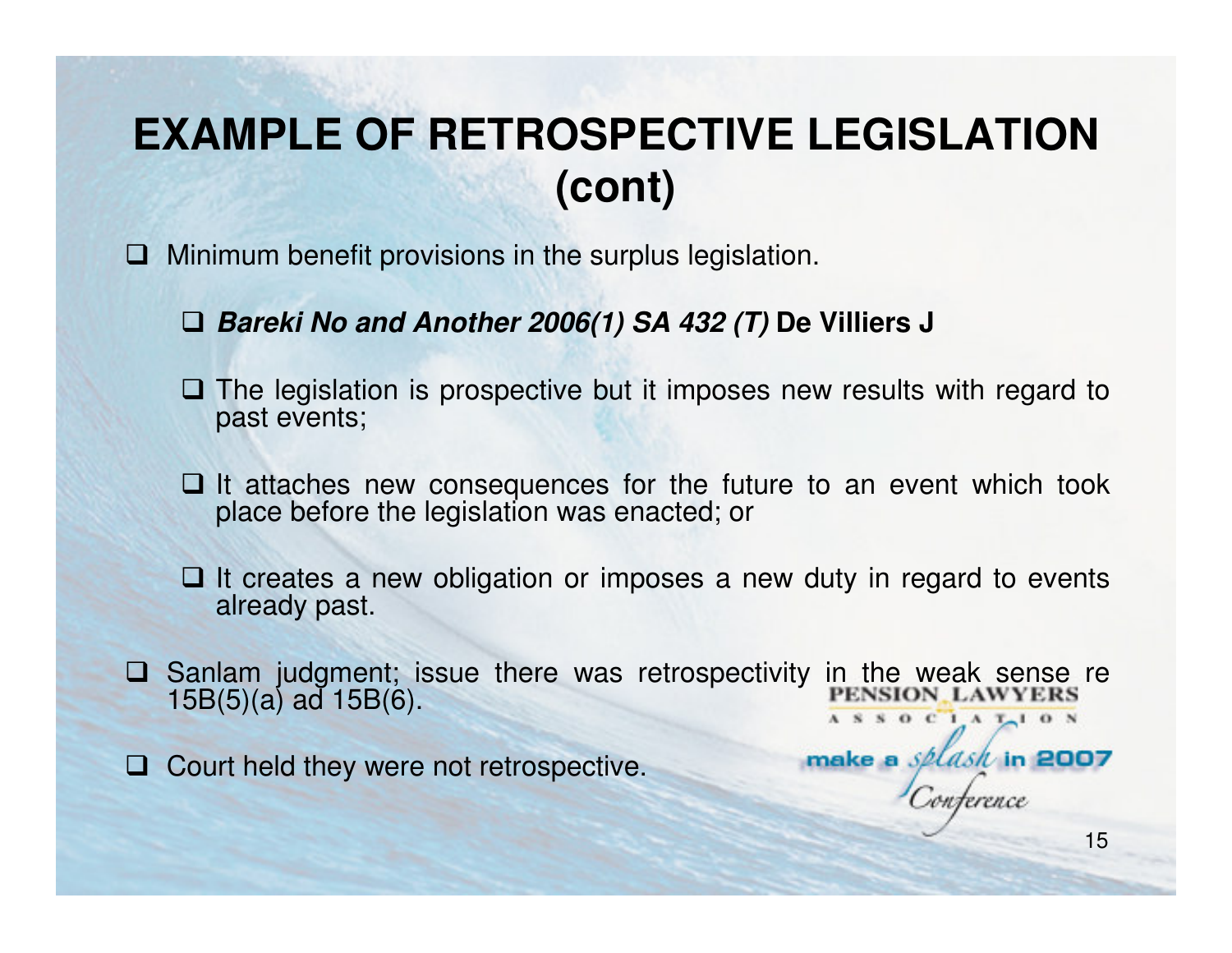# EXAMPLE OF RETROSPECTIVE LEGISLATION (cont)

- Minimum benefit provisions in the surplus legislation.
  - ***Bareki No and Another 2006(1) SA 432 (T)*** **De Villiers J**
  - The legislation is prospective but it imposes new results with regard to past events;
  - It attaches new consequences for the future to an event which took place before the legislation was enacted; or
  - It creates a new obligation or imposes a new duty in regard to events already past.
- Sanlam judgment; issue there was retrospectivity in the weak sense re 15B(5)(a) ad 15B(6).
- Court held they were not retrospective.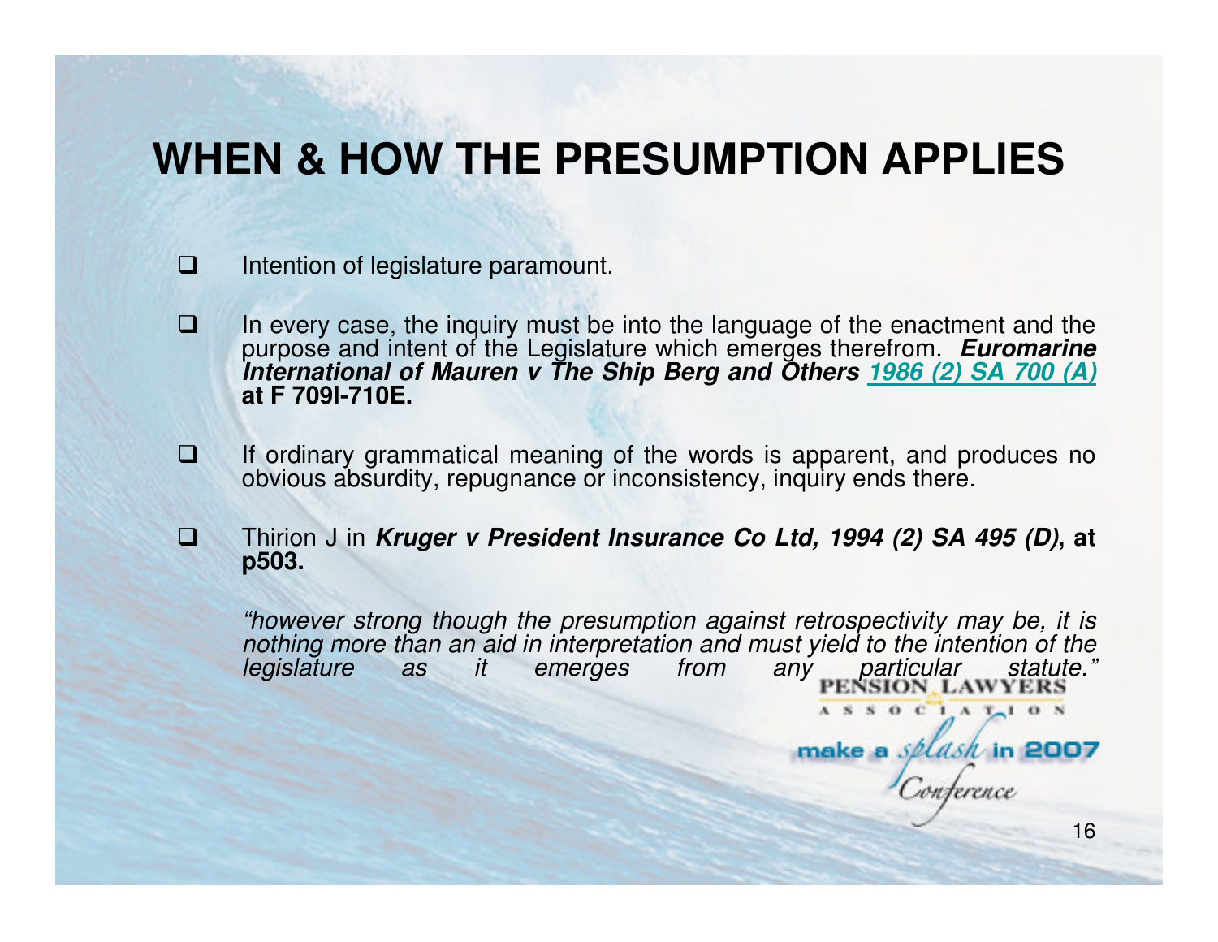# WHEN & HOW THE PRESUMPTION APPLIES

- Intention of legislature paramount.

- In every case, the inquiry must be into the language of the enactment and the purpose and intent of the Legislature which emerges therefrom. ***Euromarine International of Mauren v The Ship Berg and Others*** **1986 (2) SA 700 (A) at F 709I-710E.**

- If ordinary grammatical meaning of the words is apparent, and produces no obvious absurdity, repugnance or inconsistency, inquiry ends there.

- Thirion J in ***Kruger v President Insurance Co Ltd, 1994 (2) SA 495 (D)*****, at p503.**

  *"however strong though the presumption against retrospectivity may be, it is nothing more than an aid in interpretation and must yield to the intention of the legislature as it emerges from any particular statute."*

PENSION LAWYERS ASSOCIATION

make a splash in 2007 Conference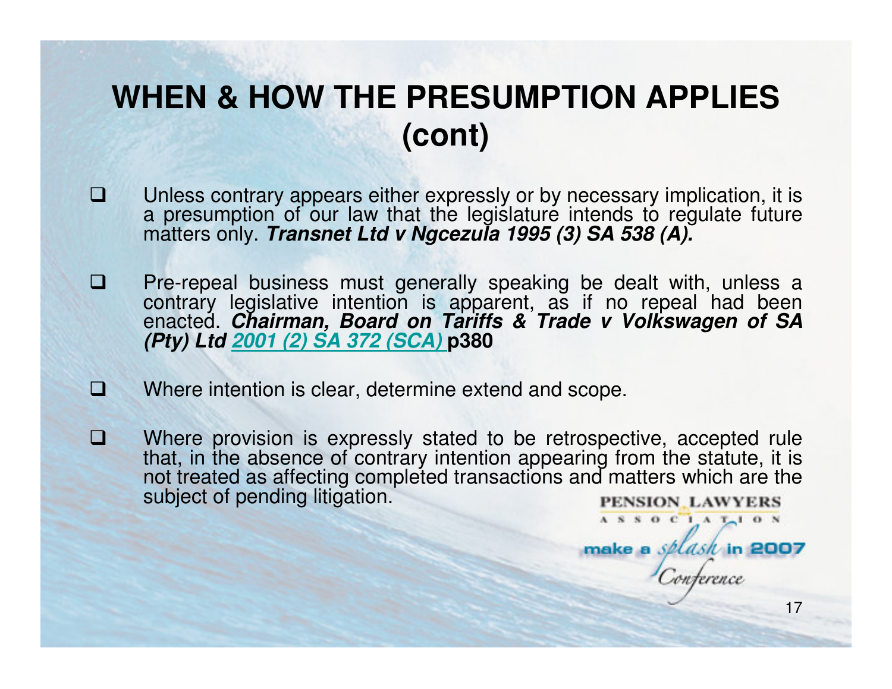# WHEN & HOW THE PRESUMPTION APPLIES (cont)

- Unless contrary appears either expressly or by necessary implication, it is a presumption of our law that the legislature intends to regulate future matters only. ***Transnet Ltd v Ngcezula 1995 (3) SA 538 (A).***

- Pre-repeal business must generally speaking be dealt with, unless a contrary legislative intention is apparent, as if no repeal had been enacted. ***Chairman, Board on Tariffs & Trade v Volkswagen of SA (Pty) Ltd 2001 (2) SA 372 (SCA)*** **p380**

- Where intention is clear, determine extend and scope.

- Where provision is expressly stated to be retrospective, accepted rule that, in the absence of contrary intention appearing from the statute, it is not treated as affecting completed transactions and matters which are the subject of pending litigation.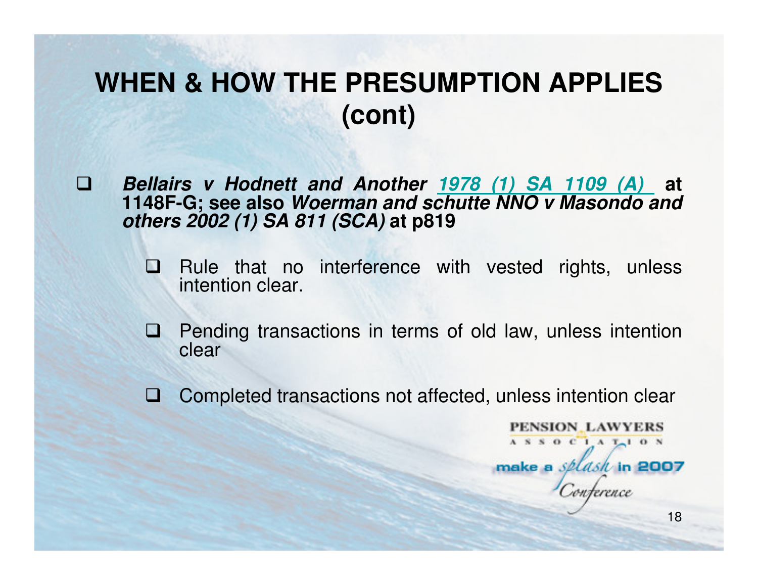# WHEN & HOW THE PRESUMPTION APPLIES (cont)

- ***Bellairs v Hodnett and Another* 1978 (1) SA 1109 (A) at 1148F-G; see also *Woerman and schutte NNO v Masondo and others 2002 (1) SA 811 (SCA)* at p819**
  - Rule that no interference with vested rights, unless intention clear.
  - Pending transactions in terms of old law, unless intention clear
  - Completed transactions not affected, unless intention clear

PENSION LAWYERS ASSOCIATION

make a splash in 2007 Conference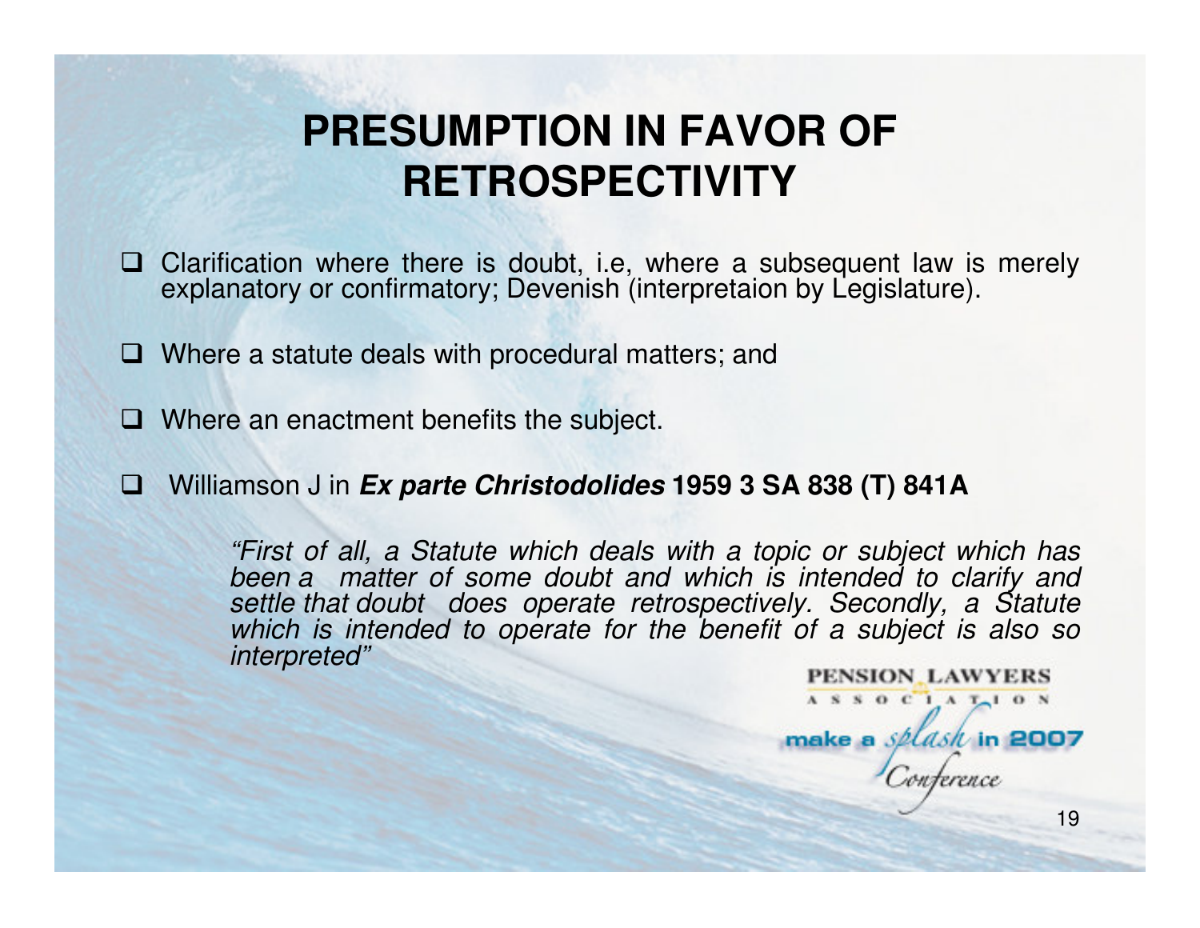# PRESUMPTION IN FAVOR OF RETROSPECTIVITY

- Clarification where there is doubt, i.e, where a subsequent law is merely explanatory or confirmatory; Devenish (interpretaion by Legislature).

- Where a statute deals with procedural matters; and

- Where an enactment benefits the subject.

- Williamson J in ***Ex parte Christodolides* 1959 3 SA 838 (T) 841A**

> *"First of all, a Statute which deals with a topic or subject which has been a matter of some doubt and which is intended to clarify and settle that doubt does operate retrospectively. Secondly, a Statute which is intended to operate for the benefit of a subject is also so interpreted"*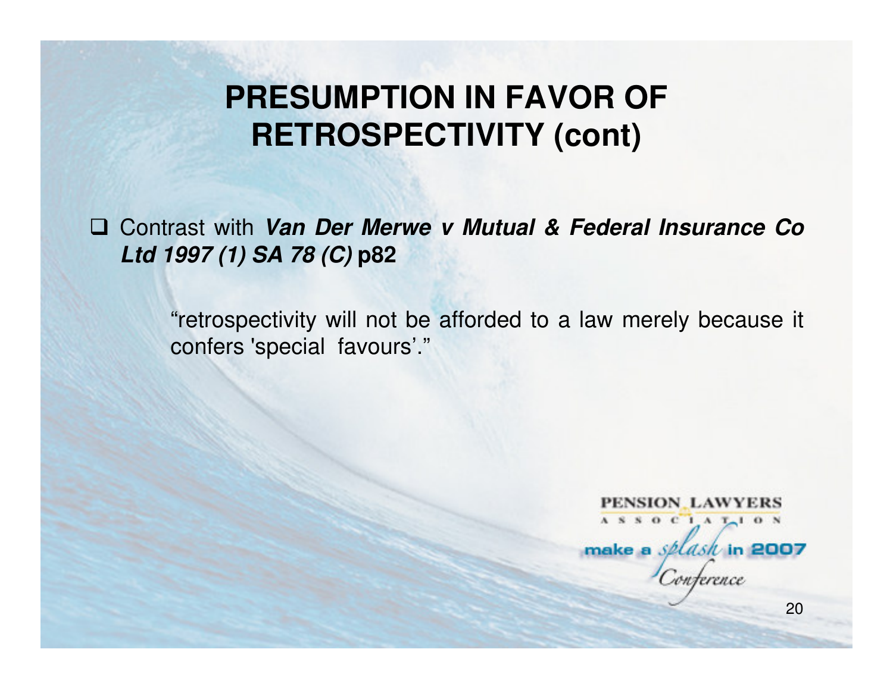# PRESUMPTION IN FAVOR OF RETROSPECTIVITY (cont)

- Contrast with ***Van Der Merwe v Mutual & Federal Insurance Co Ltd 1997 (1) SA 78 (C)*** **p82**

  > "retrospectivity will not be afforded to a law merely because it confers 'special favours'."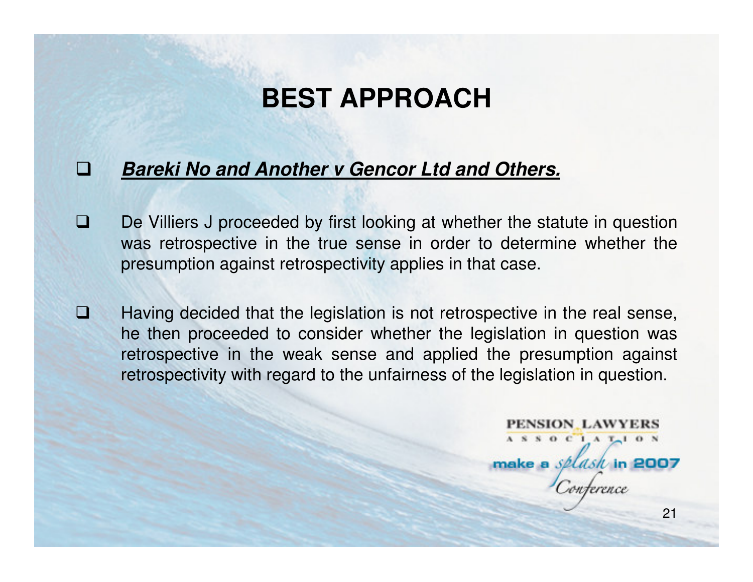# BEST APPROACH

- ***Bareki No and Another v Gencor Ltd and Others.***

- De Villiers J proceeded by first looking at whether the statute in question was retrospective in the true sense in order to determine whether the presumption against retrospectivity applies in that case.

- Having decided that the legislation is not retrospective in the real sense, he then proceeded to consider whether the legislation in question was retrospective in the weak sense and applied the presumption against retrospectivity with regard to the unfairness of the legislation in question.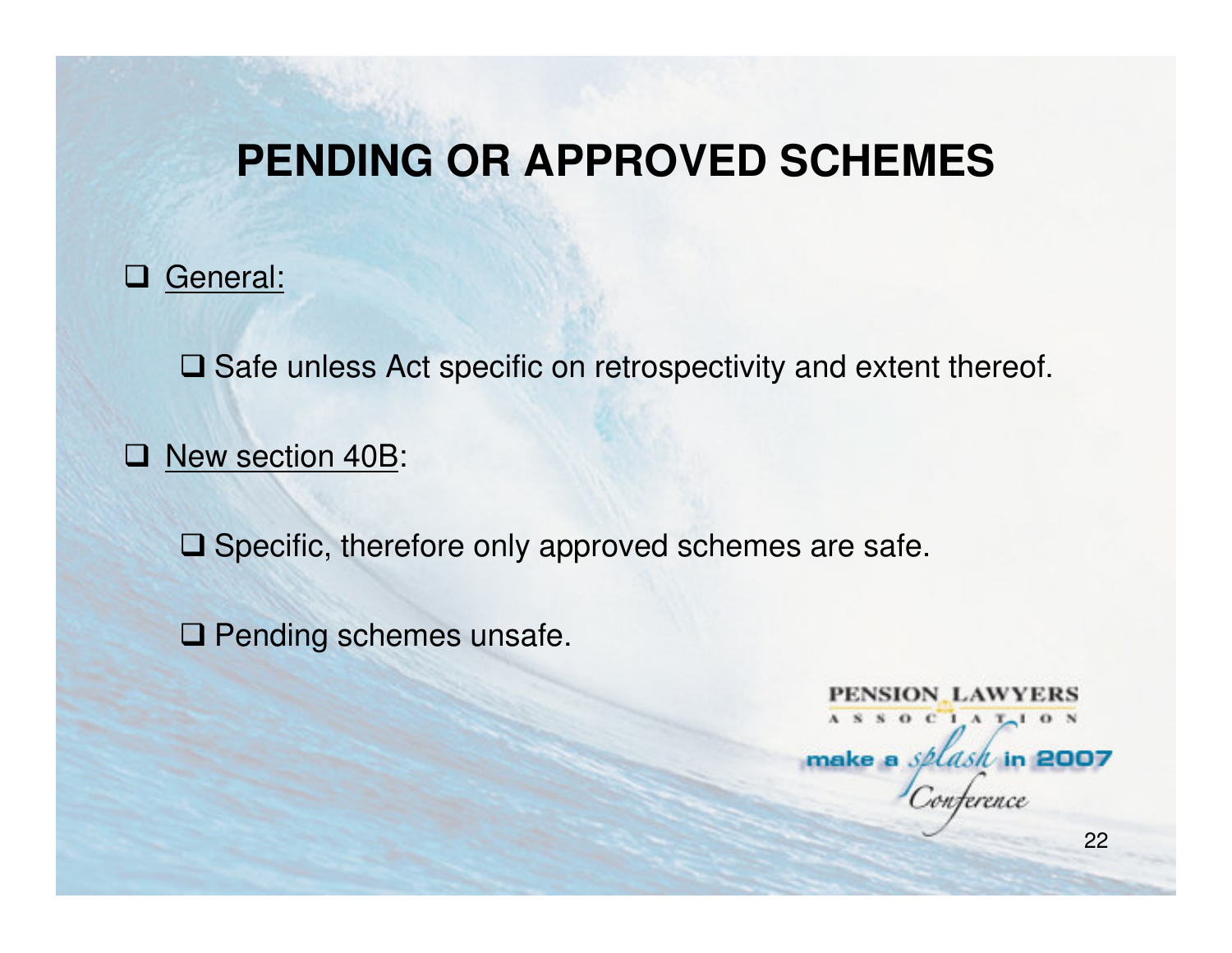# PENDING OR APPROVED SCHEMES

- General:
  - Safe unless Act specific on retrospectivity and extent thereof.
- New section 40B:
  - Specific, therefore only approved schemes are safe.
  - Pending schemes unsafe.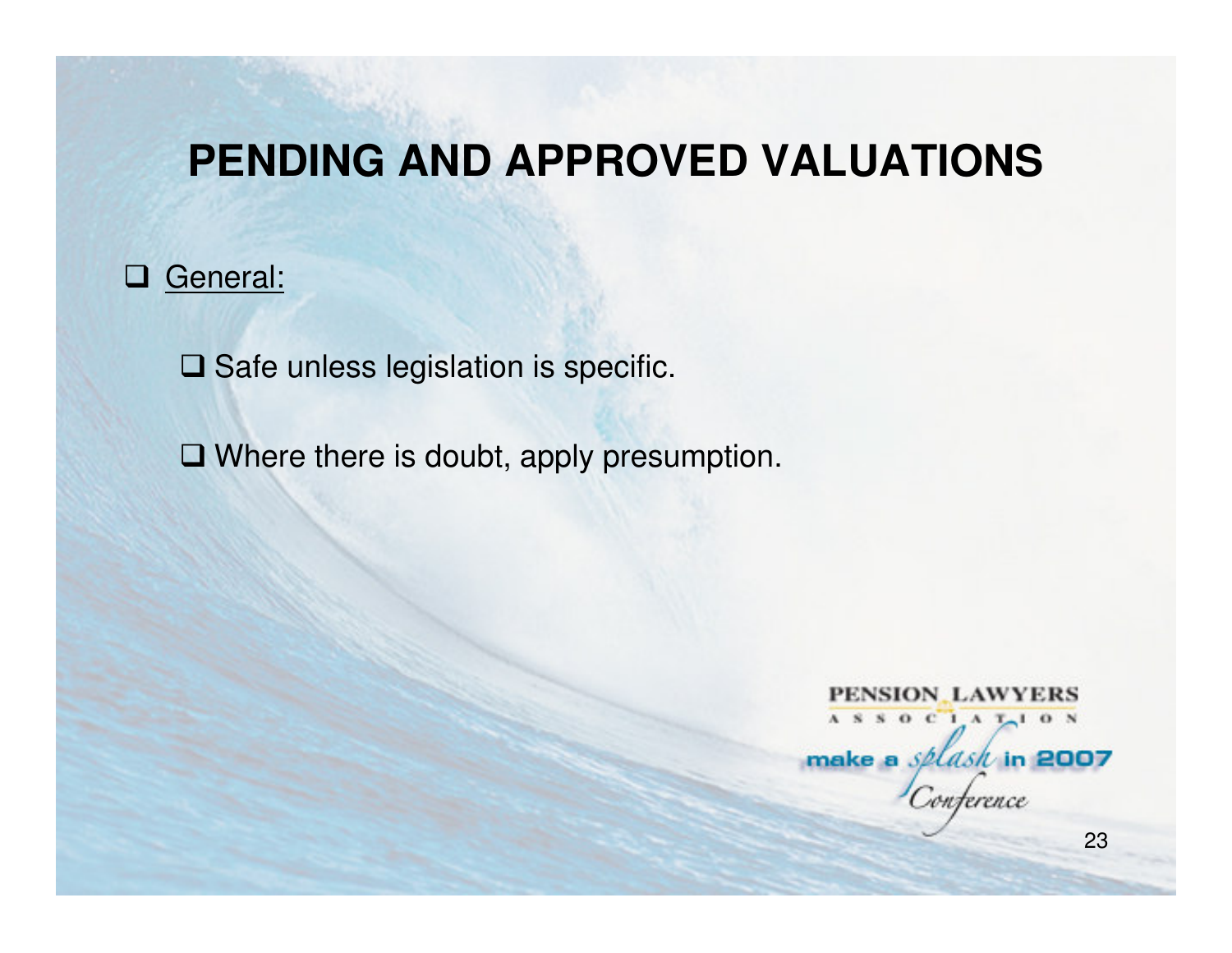# PENDING AND APPROVED VALUATIONS

- General:
  - Safe unless legislation is specific.
  - Where there is doubt, apply presumption.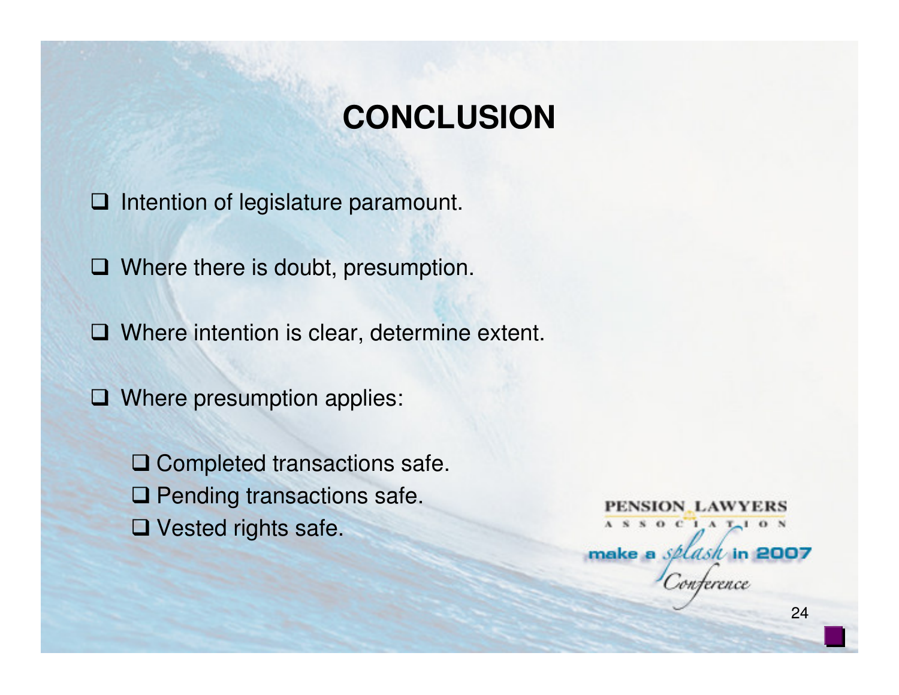# CONCLUSION

- Intention of legislature paramount.
- Where there is doubt, presumption.
- Where intention is clear, determine extent.
- Where presumption applies:
  - Completed transactions safe.
  - Pending transactions safe.
  - Vested rights safe.

PENSION LAWYERS ASSOCIATION

make a splash in 2007 Conference